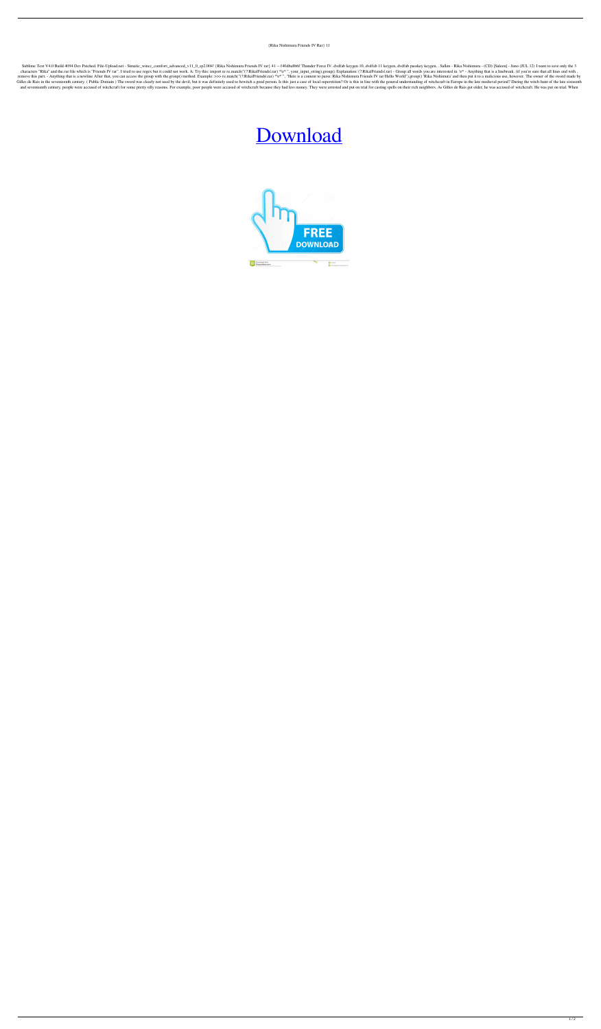{Rika Nishimura Friends IV Rar} 11

Sublime Text V4.0 Build 4094 Dev Patched. File-Upload.net - Simatic_wincc_comfort_advanced_v11_0_sp2.0047 {Rika Nishimura Friends IV rar} 4.1 -- f40dba8b6f Thunder Force IV. dvdfab keygen 10, dvdfab 11 keygen, dvdfab passkey keygen, . Sallen - Rika Nishimura - (CD) [Saleen] - Juno (JUL 12) I want to save only the 3 characters "Rika" and the.rar file which is "Friends IV rar". I tried to use regex but it could not work. A: Try this: import re re.match("(?:Rika|Friends\.rar) *\r* ", your_input_string).group() Explanation: (?:Rika|Friends\.rar) - Group all words you are interested in. \r* - Anything that is a linebreak. (if you're sure that all lines end with , remove this part. - Anything that is a newline After that, you can access the group with the group() method. Example: >>> re.match("(?:Rika|Friends\.rar) *\r* ", "Here is a content to parse: Rika Nishimura Friends IV rar Hello World").group() 'Rika Nishimura' and then put it to a malicious use, however. The owner of the sword made by Gilles de Rais in the seventeenth century. ( Public Domain ) The sword was clearly not used by the devil, but it was definitely used to bewitch a good person. Is this just a case of local superstition? Or is this in line with the general understanding of witchcraft in Europe in the late medieval period? During the witch hunt of the late sixteenth and seventeenth century, people were accused of witchcraft for some pretty silly reasons. For example, poor people were accused of witchcraft because they had less money. They were arrested and put on trial for casting spells on their rich neighbors. As Gilles de Rais got older, he was accused of witchcraft. He was put on trial. When

Download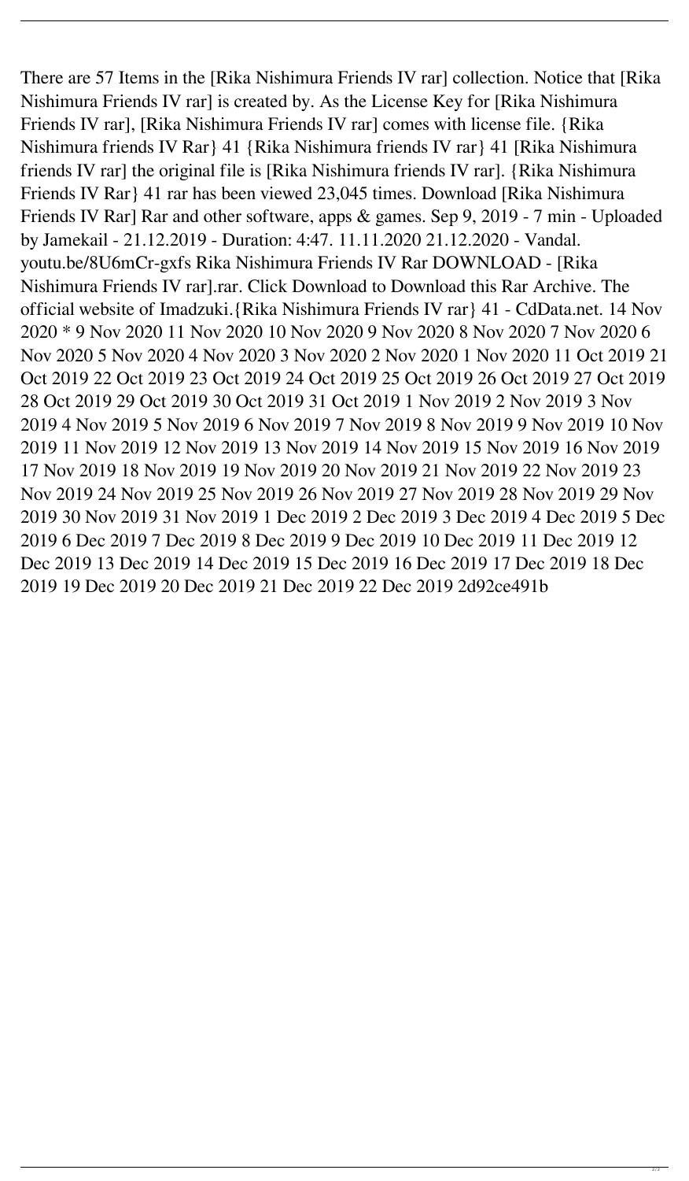There are 57 Items in the [Rika Nishimura Friends IV rar] collection. Notice that [Rika Nishimura Friends IV rar] is created by. As the License Key for [Rika Nishimura Friends IV rar], [Rika Nishimura Friends IV rar] comes with license file. {Rika Nishimura friends IV Rar} 41 {Rika Nishimura friends IV rar} 41 [Rika Nishimura friends IV rar] the original file is [Rika Nishimura friends IV rar]. {Rika Nishimura Friends IV Rar} 41 rar has been viewed 23,045 times. Download [Rika Nishimura Friends IV Rar] Rar and other software, apps & games. Sep 9, 2019 - 7 min - Uploaded by Jamekail - 21.12.2019 - Duration: 4:47. 11.11.2020 21.12.2020 - Vandal. youtu.be/8U6mCr-gxfs Rika Nishimura Friends IV Rar DOWNLOAD - [Rika Nishimura Friends IV rar].rar. Click Download to Download this Rar Archive. The official website of Imadzuki.{Rika Nishimura Friends IV rar} 41 - CdData.net. 14 Nov 2020 * 9 Nov 2020 11 Nov 2020 10 Nov 2020 9 Nov 2020 8 Nov 2020 7 Nov 2020 6 Nov 2020 5 Nov 2020 4 Nov 2020 3 Nov 2020 2 Nov 2020 1 Nov 2020 11 Oct 2019 21 Oct 2019 22 Oct 2019 23 Oct 2019 24 Oct 2019 25 Oct 2019 26 Oct 2019 27 Oct 2019 28 Oct 2019 29 Oct 2019 30 Oct 2019 31 Oct 2019 1 Nov 2019 2 Nov 2019 3 Nov 2019 4 Nov 2019 5 Nov 2019 6 Nov 2019 7 Nov 2019 8 Nov 2019 9 Nov 2019 10 Nov 2019 11 Nov 2019 12 Nov 2019 13 Nov 2019 14 Nov 2019 15 Nov 2019 16 Nov 2019 17 Nov 2019 18 Nov 2019 19 Nov 2019 20 Nov 2019 21 Nov 2019 22 Nov 2019 23 Nov 2019 24 Nov 2019 25 Nov 2019 26 Nov 2019 27 Nov 2019 28 Nov 2019 29 Nov 2019 30 Nov 2019 31 Nov 2019 1 Dec 2019 2 Dec 2019 3 Dec 2019 4 Dec 2019 5 Dec 2019 6 Dec 2019 7 Dec 2019 8 Dec 2019 9 Dec 2019 10 Dec 2019 11 Dec 2019 12 Dec 2019 13 Dec 2019 14 Dec 2019 15 Dec 2019 16 Dec 2019 17 Dec 2019 18 Dec 2019 19 Dec 2019 20 Dec 2019 21 Dec 2019 22 Dec 2019 2d92ce491b